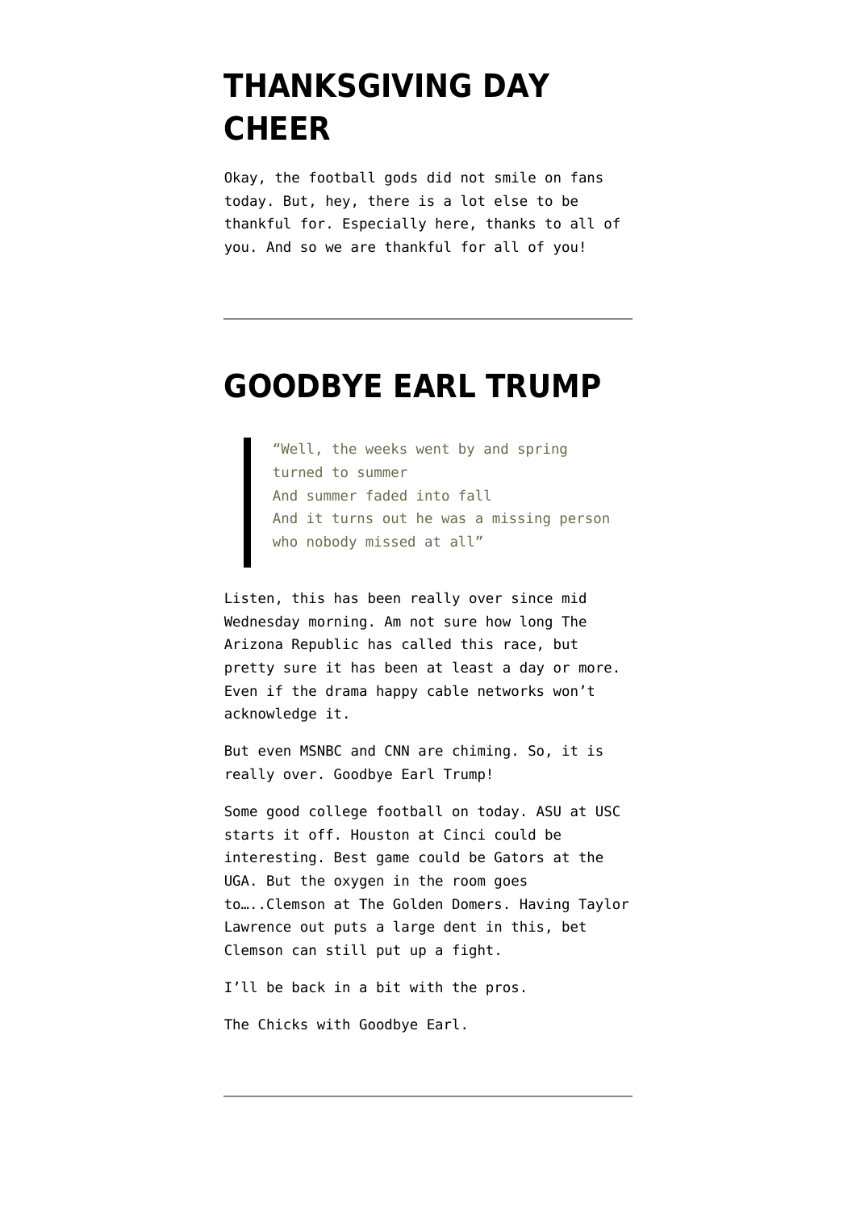# THANKSGIVING DAY CHEER

Okay, the football gods did not smile on fans today. But, hey, there is a lot else to be thankful for. Especially here, thanks to all of you. And so we are thankful for all of you!

---

# GOODBYE EARL TRUMP

> "Well, the weeks went by and spring turned to summer
> And summer faded into fall
> And it turns out he was a missing person who nobody missed at all"

Listen, this has been really over since mid Wednesday morning. Am not sure how long The Arizona Republic has called this race, but pretty sure it has been at least a day or more. Even if the drama happy cable networks won't acknowledge it.

But even MSNBC and CNN are chiming. So, it is really over. Goodbye Earl Trump!

Some good college football on today. ASU at USC starts it off. Houston at Cinci could be interesting. Best game could be Gators at the UGA. But the oxygen in the room goes to…..Clemson at The Golden Domers. Having Taylor Lawrence out puts a large dent in this, bet Clemson can still put up a fight.

I'll be back in a bit with the pros.

The Chicks with Goodbye Earl.

---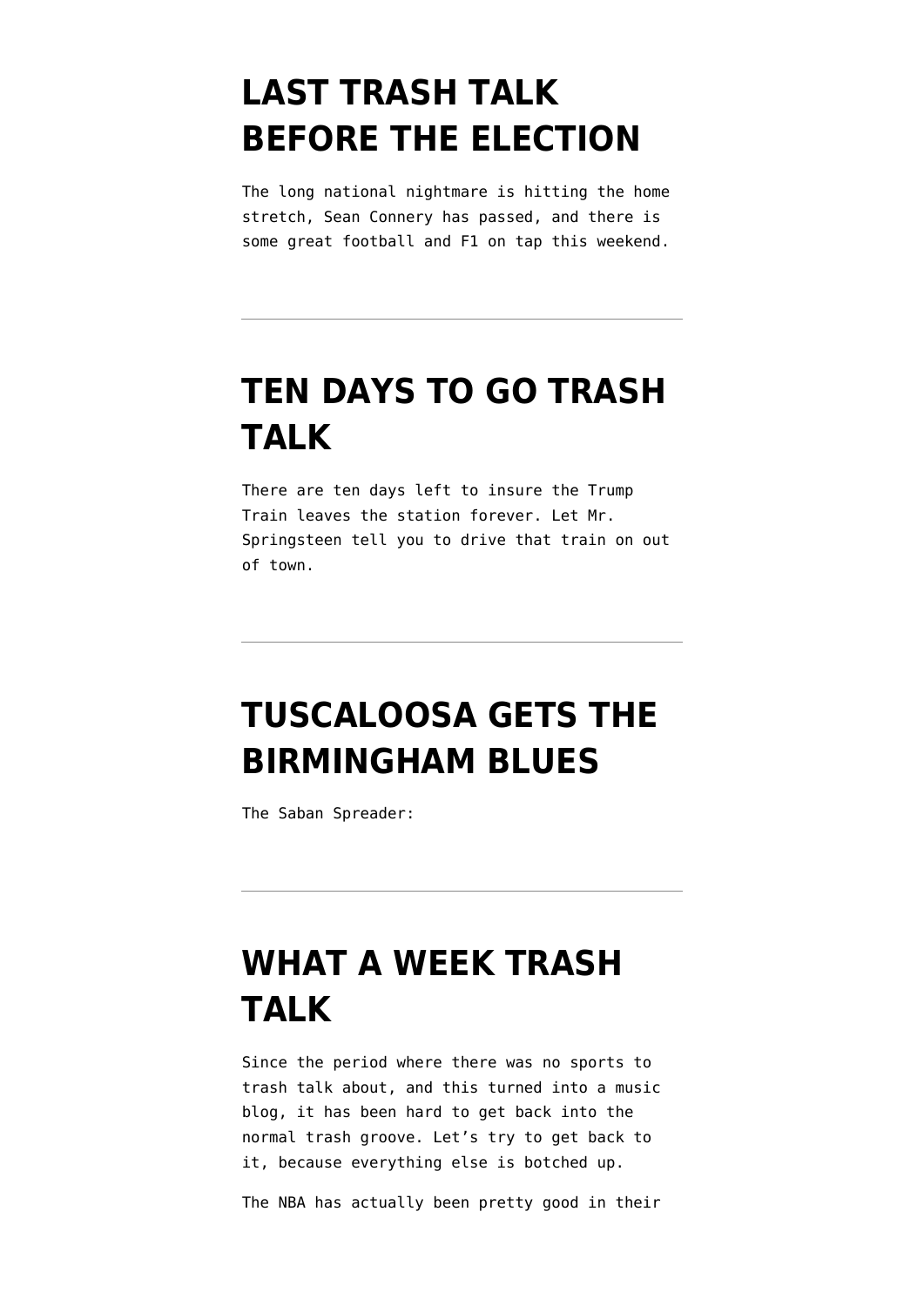# LAST TRASH TALK BEFORE THE ELECTION

The long national nightmare is hitting the home stretch, Sean Connery has passed, and there is some great football and F1 on tap this weekend.

---

# TEN DAYS TO GO TRASH TALK

There are ten days left to insure the Trump Train leaves the station forever. Let Mr. Springsteen tell you to drive that train on out of town.

---

# TUSCALOOSA GETS THE BIRMINGHAM BLUES

The Saban Spreader:

---

# WHAT A WEEK TRASH TALK

Since the period where there was no sports to trash talk about, and this turned into a music blog, it has been hard to get back into the normal trash groove. Let's try to get back to it, because everything else is botched up.

The NBA has actually been pretty good in their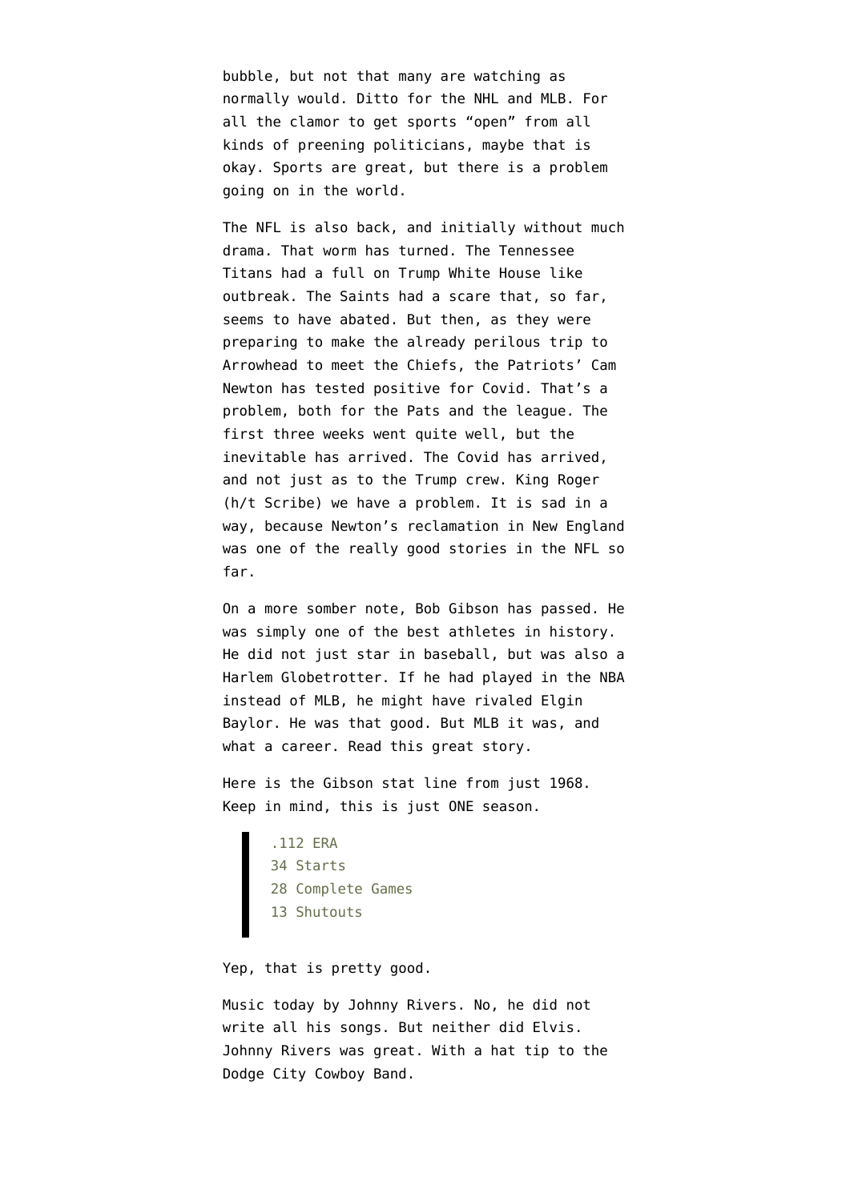bubble, but not that many are watching as normally would. Ditto for the NHL and MLB. For all the clamor to get sports "open" from all kinds of preening politicians, maybe that is okay. Sports are great, but there is a problem going on in the world.

The NFL is also back, and initially without much drama. That worm has turned. The Tennessee Titans had a full on Trump White House like outbreak. The Saints had a scare that, so far, seems to have abated. But then, as they were preparing to make the already perilous trip to Arrowhead to meet the Chiefs, the Patriots' Cam Newton has tested positive for Covid. That's a problem, both for the Pats and the league. The first three weeks went quite well, but the inevitable has arrived. The Covid has arrived, and not just as to the Trump crew. King Roger (h/t Scribe) we have a problem. It is sad in a way, because Newton's reclamation in New England was one of the really good stories in the NFL so far.

On a more somber note, Bob Gibson has passed. He was simply one of the best athletes in history. He did not just star in baseball, but was also a Harlem Globetrotter. If he had played in the NBA instead of MLB, he might have rivaled Elgin Baylor. He was that good. But MLB it was, and what a career. Read this great story.

Here is the Gibson stat line from just 1968. Keep in mind, this is just ONE season.

> .112 ERA
> 34 Starts
> 28 Complete Games
> 13 Shutouts

Yep, that is pretty good.

Music today by Johnny Rivers. No, he did not write all his songs. But neither did Elvis. Johnny Rivers was great. With a hat tip to the Dodge City Cowboy Band.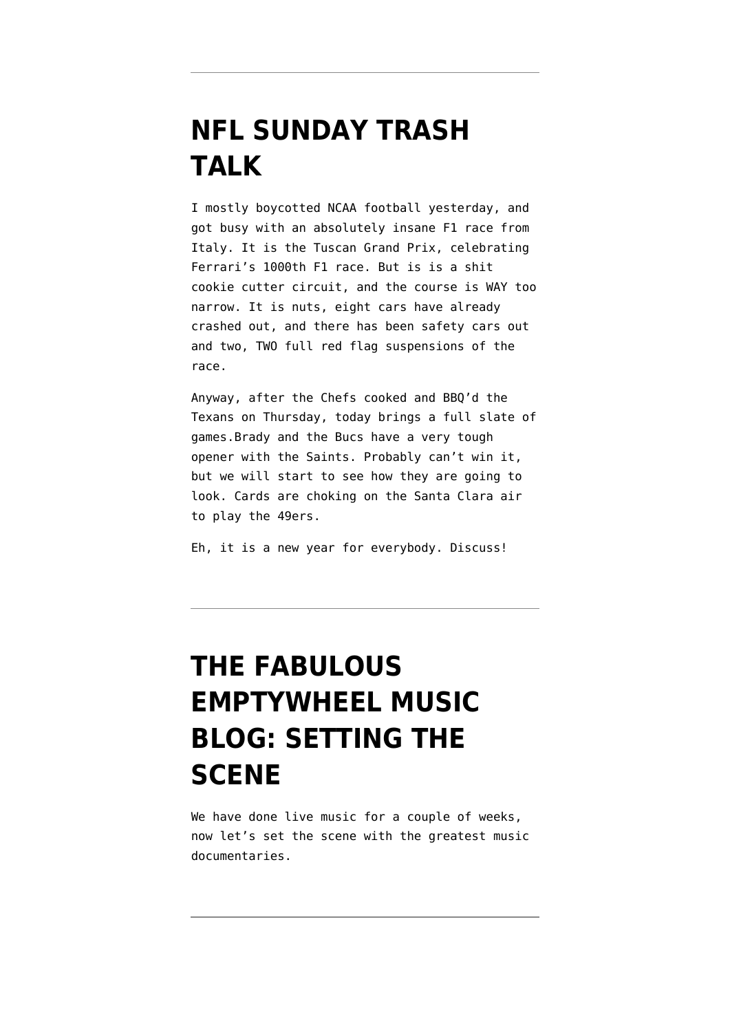---

# NFL SUNDAY TRASH TALK

I mostly boycotted NCAA football yesterday, and got busy with an absolutely insane F1 race from Italy. It is the Tuscan Grand Prix, celebrating Ferrari's 1000th F1 race. But is is a shit cookie cutter circuit, and the course is WAY too narrow. It is nuts, eight cars have already crashed out, and there has been safety cars out and two, TWO full red flag suspensions of the race.

Anyway, after the Chefs cooked and BBQ'd the Texans on Thursday, today brings a full slate of games.Brady and the Bucs have a very tough opener with the Saints. Probably can't win it, but we will start to see how they are going to look. Cards are choking on the Santa Clara air to play the 49ers.

Eh, it is a new year for everybody. Discuss!

---

# THE FABULOUS EMPTYWHEEL MUSIC BLOG: SETTING THE SCENE

We have done live music for a couple of weeks, now let's set the scene with the greatest music documentaries.

---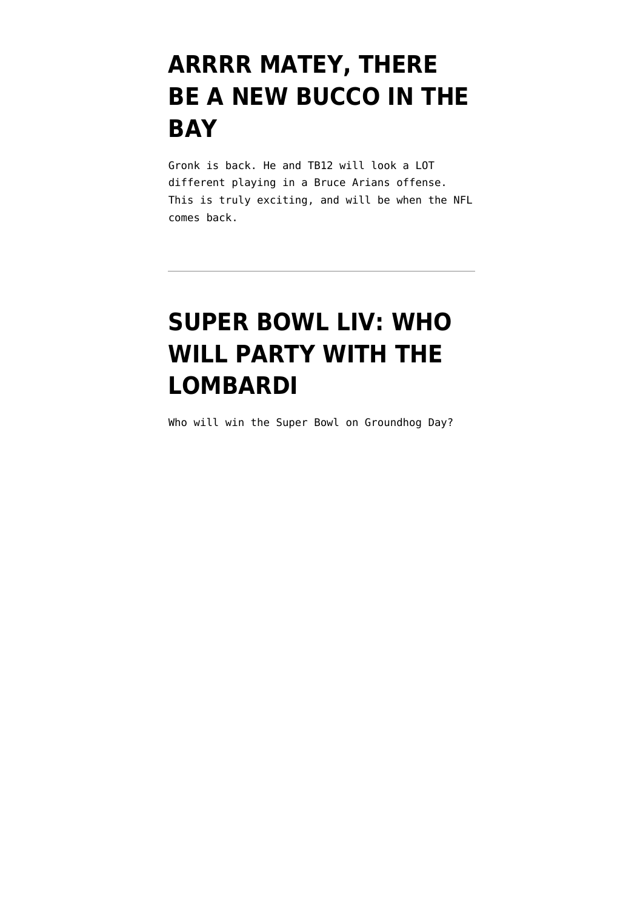# ARRRR MATEY, THERE BE A NEW BUCCO IN THE BAY

Gronk is back. He and TB12 will look a LOT different playing in a Bruce Arians offense. This is truly exciting, and will be when the NFL comes back.

---

# SUPER BOWL LIV: WHO WILL PARTY WITH THE LOMBARDI

Who will win the Super Bowl on Groundhog Day?